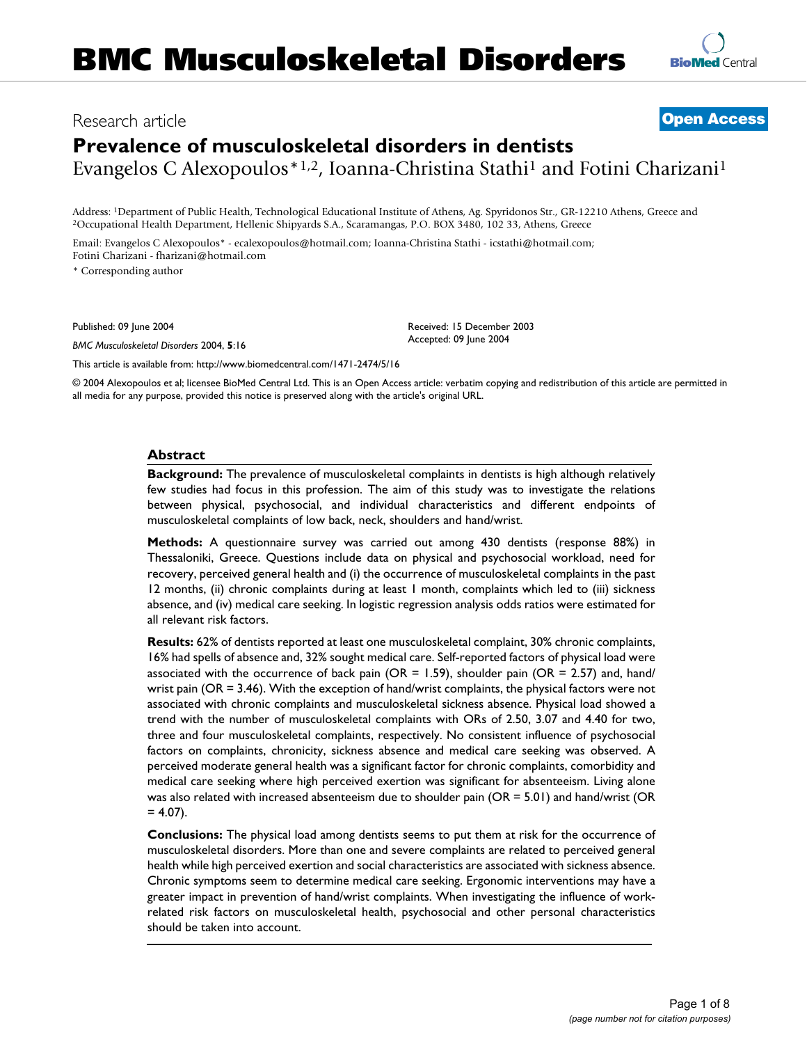# BMC Musculoskeletal Disorders

Research article **Open Access**

## Prevalence of musculoskeletal disorders in dentists

Evangelos C Alexopoulos*[1,2], Ioanna-Christina Stathi[1] and Fotini Charizani[1]

Address: [1]Department of Public Health, Technological Educational Institute of Athens, Ag. Spyridonos Str., GR-12210 Athens, Greece and [2]Occupational Health Department, Hellenic Shipyards S.A., Scaramangas, P.O. BOX 3480, 102 33, Athens, Greece

Email: Evangelos C Alexopoulos* - ecalexopoulos@hotmail.com; Ioanna-Christina Stathi - icstathi@hotmail.com; Fotini Charizani - fharizani@hotmail.com

* Corresponding author

Published: 09 June 2004

*BMC Musculoskeletal Disorders* 2004, **5**:16

Received: 15 December 2003
Accepted: 09 June 2004

This article is available from: http://www.biomedcentral.com/1471-2474/5/16

© 2004 Alexopoulos et al; licensee BioMed Central Ltd. This is an Open Access article: verbatim copying and redistribution of this article are permitted in all media for any purpose, provided this notice is preserved along with the article's original URL.

### Abstract

**Background:** The prevalence of musculoskeletal complaints in dentists is high although relatively few studies had focus in this profession. The aim of this study was to investigate the relations between physical, psychosocial, and individual characteristics and different endpoints of musculoskeletal complaints of low back, neck, shoulders and hand/wrist.

**Methods:** A questionnaire survey was carried out among 430 dentists (response 88%) in Thessaloniki, Greece. Questions include data on physical and psychosocial workload, need for recovery, perceived general health and (i) the occurrence of musculoskeletal complaints in the past 12 months, (ii) chronic complaints during at least 1 month, complaints which led to (iii) sickness absence, and (iv) medical care seeking. In logistic regression analysis odds ratios were estimated for all relevant risk factors.

**Results:** 62% of dentists reported at least one musculoskeletal complaint, 30% chronic complaints, 16% had spells of absence and, 32% sought medical care. Self-reported factors of physical load were associated with the occurrence of back pain (OR = 1.59), shoulder pain (OR = 2.57) and, hand/wrist pain (OR = 3.46). With the exception of hand/wrist complaints, the physical factors were not associated with chronic complaints and musculoskeletal sickness absence. Physical load showed a trend with the number of musculoskeletal complaints with ORs of 2.50, 3.07 and 4.40 for two, three and four musculoskeletal complaints, respectively. No consistent influence of psychosocial factors on complaints, chronicity, sickness absence and medical care seeking was observed. A perceived moderate general health was a significant factor for chronic complaints, comorbidity and medical care seeking where high perceived exertion was significant for absenteeism. Living alone was also related with increased absenteeism due to shoulder pain (OR = 5.01) and hand/wrist (OR = 4.07).

**Conclusions:** The physical load among dentists seems to put them at risk for the occurrence of musculoskeletal disorders. More than one and severe complaints are related to perceived general health while high perceived exertion and social characteristics are associated with sickness absence. Chronic symptoms seem to determine medical care seeking. Ergonomic interventions may have a greater impact in prevention of hand/wrist complaints. When investigating the influence of work-related risk factors on musculoskeletal health, psychosocial and other personal characteristics should be taken into account.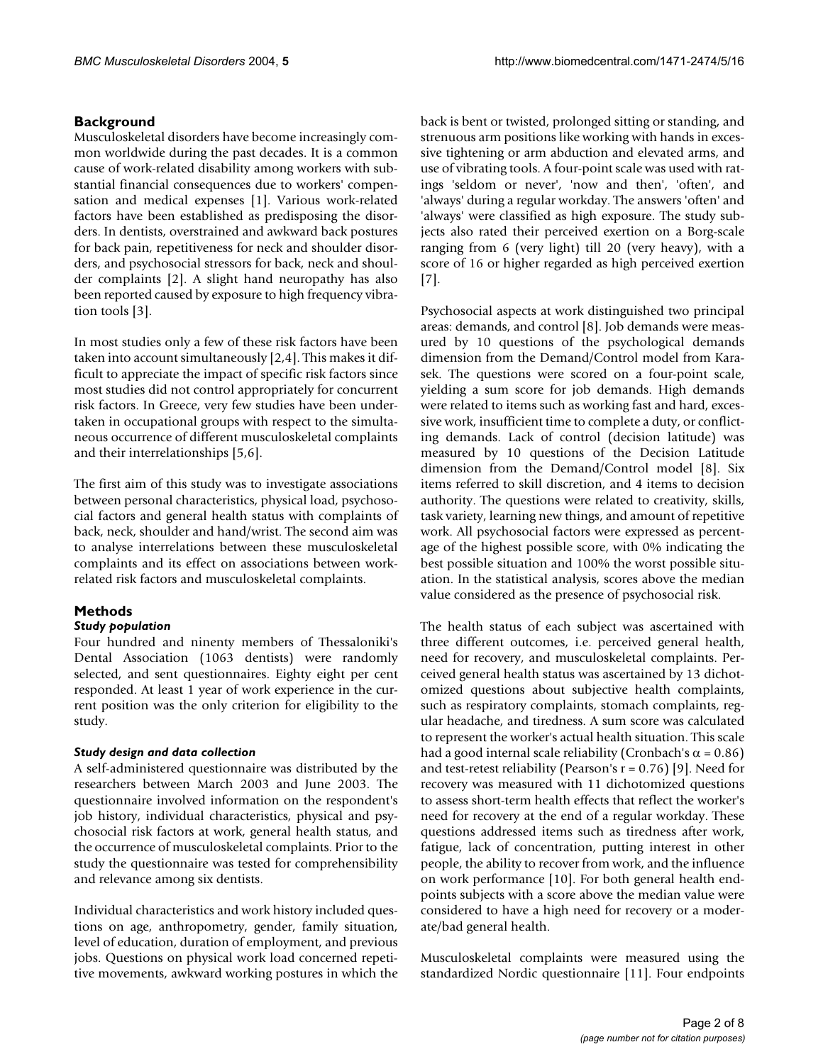## Background

Musculoskeletal disorders have become increasingly common worldwide during the past decades. It is a common cause of work-related disability among workers with substantial financial consequences due to workers' compensation and medical expenses [1]. Various work-related factors have been established as predisposing the disorders. In dentists, overstrained and awkward back postures for back pain, repetitiveness for neck and shoulder disorders, and psychosocial stressors for back, neck and shoulder complaints [2]. A slight hand neuropathy has also been reported caused by exposure to high frequency vibration tools [3].

In most studies only a few of these risk factors have been taken into account simultaneously [2,4]. This makes it difficult to appreciate the impact of specific risk factors since most studies did not control appropriately for concurrent risk factors. In Greece, very few studies have been undertaken in occupational groups with respect to the simultaneous occurrence of different musculoskeletal complaints and their interrelationships [5,6].

The first aim of this study was to investigate associations between personal characteristics, physical load, psychosocial factors and general health status with complaints of back, neck, shoulder and hand/wrist. The second aim was to analyse interrelations between these musculoskeletal complaints and its effect on associations between work-related risk factors and musculoskeletal complaints.

## Methods

### *Study population*

Four hundred and ninenty members of Thessaloniki's Dental Association (1063 dentists) were randomly selected, and sent questionnaires. Eighty eight per cent responded. At least 1 year of work experience in the current position was the only criterion for eligibility to the study.

### *Study design and data collection*

A self-administered questionnaire was distributed by the researchers between March 2003 and June 2003. The questionnaire involved information on the respondent's job history, individual characteristics, physical and psychosocial risk factors at work, general health status, and the occurrence of musculoskeletal complaints. Prior to the study the questionnaire was tested for comprehensibility and relevance among six dentists.

Individual characteristics and work history included questions on age, anthropometry, gender, family situation, level of education, duration of employment, and previous jobs. Questions on physical work load concerned repetitive movements, awkward working postures in which the back is bent or twisted, prolonged sitting or standing, and strenuous arm positions like working with hands in excessive tightening or arm abduction and elevated arms, and use of vibrating tools. A four-point scale was used with ratings 'seldom or never', 'now and then', 'often', and 'always' during a regular workday. The answers 'often' and 'always' were classified as high exposure. The study subjects also rated their perceived exertion on a Borg-scale ranging from 6 (very light) till 20 (very heavy), with a score of 16 or higher regarded as high perceived exertion [7].

Psychosocial aspects at work distinguished two principal areas: demands, and control [8]. Job demands were measured by 10 questions of the psychological demands dimension from the Demand/Control model from Karasek. The questions were scored on a four-point scale, yielding a sum score for job demands. High demands were related to items such as working fast and hard, excessive work, insufficient time to complete a duty, or conflicting demands. Lack of control (decision latitude) was measured by 10 questions of the Decision Latitude dimension from the Demand/Control model [8]. Six items referred to skill discretion, and 4 items to decision authority. The questions were related to creativity, skills, task variety, learning new things, and amount of repetitive work. All psychosocial factors were expressed as percentage of the highest possible score, with 0% indicating the best possible situation and 100% the worst possible situation. In the statistical analysis, scores above the median value considered as the presence of psychosocial risk.

The health status of each subject was ascertained with three different outcomes, i.e. perceived general health, need for recovery, and musculoskeletal complaints. Perceived general health status was ascertained by 13 dichotomized questions about subjective health complaints, such as respiratory complaints, stomach complaints, regular headache, and tiredness. A sum score was calculated to represent the worker's actual health situation. This scale had a good internal scale reliability (Cronbach's $\alpha = 0.86$) and test-retest reliability (Pearson's $r = 0.76$) [9]. Need for recovery was measured with 11 dichotomized questions to assess short-term health effects that reflect the worker's need for recovery at the end of a regular workday. These questions addressed items such as tiredness after work, fatigue, lack of concentration, putting interest in other people, the ability to recover from work, and the influence on work performance [10]. For both general health endpoints subjects with a score above the median value were considered to have a high need for recovery or a moderate/bad general health.

Musculoskeletal complaints were measured using the standardized Nordic questionnaire [11]. Four endpoints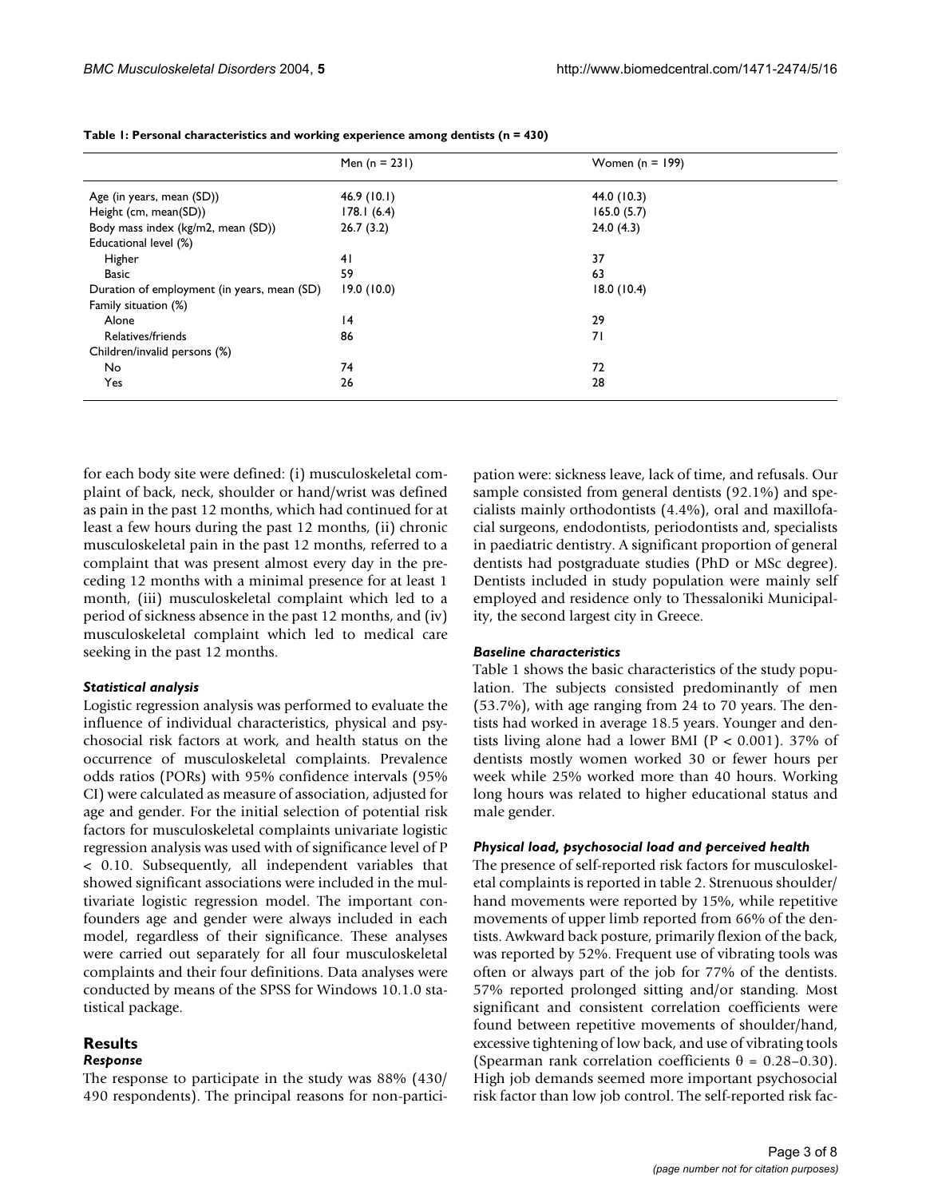**Table 1: Personal characteristics and working experience among dentists (n = 430)**

| | Men (n = 231) | Women (n = 199) |
|---|---|---|
| Age (in years, mean (SD)) | 46.9 (10.1) | 44.0 (10.3) |
| Height (cm, mean(SD)) | 178.1 (6.4) | 165.0 (5.7) |
| Body mass index (kg/m2, mean (SD)) | 26.7 (3.2) | 24.0 (4.3) |
| Educational level (%) | | |
| Higher | 41 | 37 |
| Basic | 59 | 63 |
| Duration of employment (in years, mean (SD) | 19.0 (10.0) | 18.0 (10.4) |
| Family situation (%) | | |
| Alone | 14 | 29 |
| Relatives/friends | 86 | 71 |
| Children/invalid persons (%) | | |
| No | 74 | 72 |
| Yes | 26 | 28 |

for each body site were defined: (i) musculoskeletal complaint of back, neck, shoulder or hand/wrist was defined as pain in the past 12 months, which had continued for at least a few hours during the past 12 months, (ii) chronic musculoskeletal pain in the past 12 months, referred to a complaint that was present almost every day in the preceding 12 months with a minimal presence for at least 1 month, (iii) musculoskeletal complaint which led to a period of sickness absence in the past 12 months, and (iv) musculoskeletal complaint which led to medical care seeking in the past 12 months.

### *Statistical analysis*

Logistic regression analysis was performed to evaluate the influence of individual characteristics, physical and psychosocial risk factors at work, and health status on the occurrence of musculoskeletal complaints. Prevalence odds ratios (PORs) with 95% confidence intervals (95% CI) were calculated as measure of association, adjusted for age and gender. For the initial selection of potential risk factors for musculoskeletal complaints univariate logistic regression analysis was used with of significance level of $P < 0.10$. Subsequently, all independent variables that showed significant associations were included in the multivariate logistic regression model. The important confounders age and gender were always included in each model, regardless of their significance. These analyses were carried out separately for all four musculoskeletal complaints and their four definitions. Data analyses were conducted by means of the SPSS for Windows 10.1.0 statistical package.

## Results

### *Response*

The response to participate in the study was 88% (430/490 respondents). The principal reasons for non-participation were: sickness leave, lack of time, and refusals. Our sample consisted from general dentists (92.1%) and specialists mainly orthodontists (4.4%), oral and maxillofacial surgeons, endodontists, periodontists and, specialists in paediatric dentistry. A significant proportion of general dentists had postgraduate studies (PhD or MSc degree). Dentists included in study population were mainly self employed and residence only to Thessaloniki Municipality, the second largest city in Greece.

### *Baseline characteristics*

Table 1 shows the basic characteristics of the study population. The subjects consisted predominantly of men (53.7%), with age ranging from 24 to 70 years. The dentists had worked in average 18.5 years. Younger and dentists living alone had a lower BMI ($P < 0.001$). 37% of dentists mostly women worked 30 or fewer hours per week while 25% worked more than 40 hours. Working long hours was related to higher educational status and male gender.

### *Physical load, psychosocial load and perceived health*

The presence of self-reported risk factors for musculoskeletal complaints is reported in table 2. Strenuous shoulder/hand movements were reported by 15%, while repetitive movements of upper limb reported from 66% of the dentists. Awkward back posture, primarily flexion of the back, was reported by 52%. Frequent use of vibrating tools was often or always part of the job for 77% of the dentists. 57% reported prolonged sitting and/or standing. Most significant and consistent correlation coefficients were found between repetitive movements of shoulder/hand, excessive tightening of low back, and use of vibrating tools (Spearman rank correlation coefficients $\theta = 0.28–0.30$). High job demands seemed more important psychosocial risk factor than low job control. The self-reported risk fac-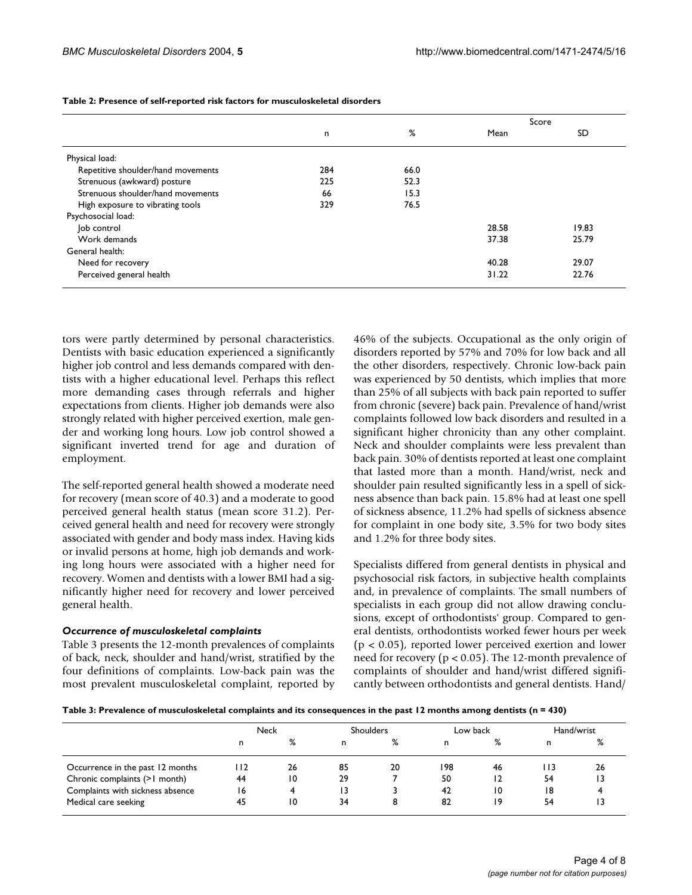**Table 2: Presence of self-reported risk factors for musculoskeletal disorders**

| | n | % | Score | |
|---|---|---|---|---|
| | | | Mean | SD |
| Physical load: | | | | |
| Repetitive shoulder/hand movements | 284 | 66.0 | | |
| Strenuous (awkward) posture | 225 | 52.3 | | |
| Strenuous shoulder/hand movements | 66 | 15.3 | | |
| High exposure to vibrating tools | 329 | 76.5 | | |
| Psychosocial load: | | | | |
| Job control | | | 28.58 | 19.83 |
| Work demands | | | 37.38 | 25.79 |
| General health: | | | | |
| Need for recovery | | | 40.28 | 29.07 |
| Perceived general health | | | 31.22 | 22.76 |

tors were partly determined by personal characteristics. Dentists with basic education experienced a significantly higher job control and less demands compared with dentists with a higher educational level. Perhaps this reflect more demanding cases through referrals and higher expectations from clients. Higher job demands were also strongly related with higher perceived exertion, male gender and working long hours. Low job control showed a significant inverted trend for age and duration of employment.

The self-reported general health showed a moderate need for recovery (mean score of 40.3) and a moderate to good perceived general health status (mean score 31.2). Perceived general health and need for recovery were strongly associated with gender and body mass index. Having kids or invalid persons at home, high job demands and working long hours were associated with a higher need for recovery. Women and dentists with a lower BMI had a significantly higher need for recovery and lower perceived general health.

### *Occurrence of musculoskeletal complaints*

Table 3 presents the 12-month prevalences of complaints of back, neck, shoulder and hand/wrist, stratified by the four definitions of complaints. Low-back pain was the most prevalent musculoskeletal complaint, reported by 46% of the subjects. Occupational as the only origin of disorders reported by 57% and 70% for low back and all the other disorders, respectively. Chronic low-back pain was experienced by 50 dentists, which implies that more than 25% of all subjects with back pain reported to suffer from chronic (severe) back pain. Prevalence of hand/wrist complaints followed low back disorders and resulted in a significant higher chronicity than any other complaint. Neck and shoulder complaints were less prevalent than back pain. 30% of dentists reported at least one complaint that lasted more than a month. Hand/wrist, neck and shoulder pain resulted significantly less in a spell of sickness absence than back pain. 15.8% had at least one spell of sickness absence, 11.2% had spells of sickness absence for complaint in one body site, 3.5% for two body sites and 1.2% for three body sites.

Specialists differed from general dentists in physical and psychosocial risk factors, in subjective health complaints and, in prevalence of complaints. The small numbers of specialists in each group did not allow drawing conclusions, except of orthodontists' group. Compared to general dentists, orthodontists worked fewer hours per week ($p < 0.05$), reported lower perceived exertion and lower need for recovery ($p < 0.05$). The 12-month prevalence of complaints of shoulder and hand/wrist differed significantly between orthodontists and general dentists. Hand/

**Table 3: Prevalence of musculoskeletal complaints and its consequences in the past 12 months among dentists (n = 430)**

| | Neck | | Shoulders | | Low back | | Hand/wrist | |
|---|---|---|---|---|---|---|---|---|
| | n | % | n | % | n | % | n | % |
| Occurrence in the past 12 months | 112 | 26 | 85 | 20 | 198 | 46 | 113 | 26 |
| Chronic complaints (>1 month) | 44 | 10 | 29 | 7 | 50 | 12 | 54 | 13 |
| Complaints with sickness absence | 16 | 4 | 13 | 3 | 42 | 10 | 18 | 4 |
| Medical care seeking | 45 | 10 | 34 | 8 | 82 | 19 | 54 | 13 |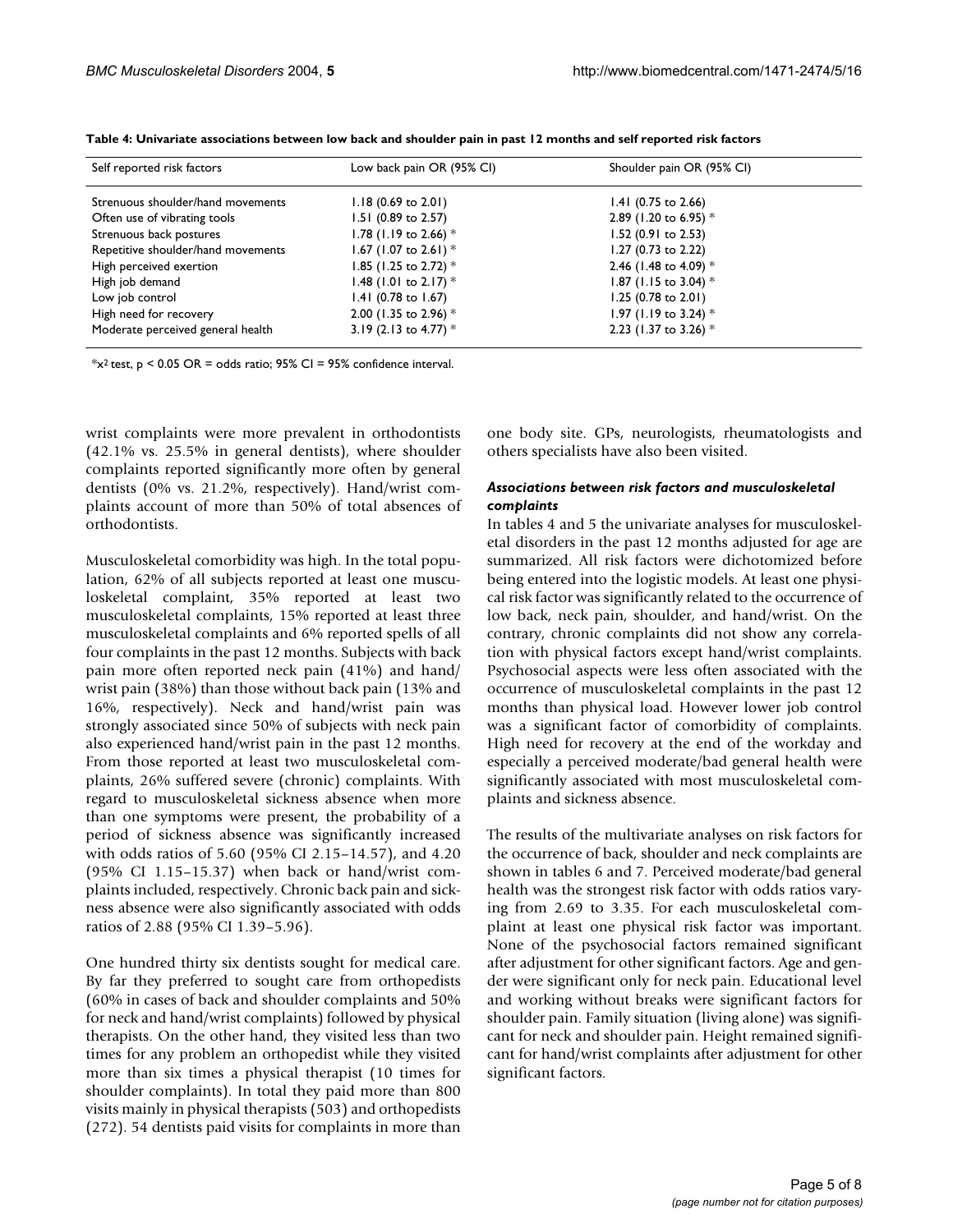**Table 4: Univariate associations between low back and shoulder pain in past 12 months and self reported risk factors**

| Self reported risk factors | Low back pain OR (95% CI) | Shoulder pain OR (95% CI) |
| --- | --- | --- |
| Strenuous shoulder/hand movements | 1.18 (0.69 to 2.01) | 1.41 (0.75 to 2.66) |
| Often use of vibrating tools | 1.51 (0.89 to 2.57) | 2.89 (1.20 to 6.95) * |
| Strenuous back postures | 1.78 (1.19 to 2.66) * | 1.52 (0.91 to 2.53) |
| Repetitive shoulder/hand movements | 1.67 (1.07 to 2.61) * | 1.27 (0.73 to 2.22) |
| High perceived exertion | 1.85 (1.25 to 2.72) * | 2.46 (1.48 to 4.09) * |
| High job demand | 1.48 (1.01 to 2.17) * | 1.87 (1.15 to 3.04) * |
| Low job control | 1.41 (0.78 to 1.67) | 1.25 (0.78 to 2.01) |
| High need for recovery | 2.00 (1.35 to 2.96) * | 1.97 (1.19 to 3.24) * |
| Moderate perceived general health | 3.19 (2.13 to 4.77) * | 2.23 (1.37 to 3.26) * |

*$x^2$ test, $p < 0.05$ OR = odds ratio; 95% CI = 95% confidence interval.

wrist complaints were more prevalent in orthodontists (42.1% vs. 25.5% in general dentists), where shoulder complaints reported significantly more often by general dentists (0% vs. 21.2%, respectively). Hand/wrist complaints account of more than 50% of total absences of orthodontists.

Musculoskeletal comorbidity was high. In the total population, 62% of all subjects reported at least one musculoskeletal complaint, 35% reported at least two musculoskeletal complaints, 15% reported at least three musculoskeletal complaints and 6% reported spells of all four complaints in the past 12 months. Subjects with back pain more often reported neck pain (41%) and hand/wrist pain (38%) than those without back pain (13% and 16%, respectively). Neck and hand/wrist pain was strongly associated since 50% of subjects with neck pain also experienced hand/wrist pain in the past 12 months. From those reported at least two musculoskeletal complaints, 26% suffered severe (chronic) complaints. With regard to musculoskeletal sickness absence when more than one symptoms were present, the probability of a period of sickness absence was significantly increased with odds ratios of 5.60 (95% CI 2.15–14.57), and 4.20 (95% CI 1.15–15.37) when back or hand/wrist complaints included, respectively. Chronic back pain and sickness absence were also significantly associated with odds ratios of 2.88 (95% CI 1.39–5.96).

One hundred thirty six dentists sought for medical care. By far they preferred to sought care from orthopedists (60% in cases of back and shoulder complaints and 50% for neck and hand/wrist complaints) followed by physical therapists. On the other hand, they visited less than two times for any problem an orthopedist while they visited more than six times a physical therapist (10 times for shoulder complaints). In total they paid more than 800 visits mainly in physical therapists (503) and orthopedists (272). 54 dentists paid visits for complaints in more than one body site. GPs, neurologists, rheumatologists and others specialists have also been visited.

### *Associations between risk factors and musculoskeletal complaints*

In tables 4 and 5 the univariate analyses for musculoskeletal disorders in the past 12 months adjusted for age are summarized. All risk factors were dichotomized before being entered into the logistic models. At least one physical risk factor was significantly related to the occurrence of low back, neck pain, shoulder, and hand/wrist. On the contrary, chronic complaints did not show any correlation with physical factors except hand/wrist complaints. Psychosocial aspects were less often associated with the occurrence of musculoskeletal complaints in the past 12 months than physical load. However lower job control was a significant factor of comorbidity of complaints. High need for recovery at the end of the workday and especially a perceived moderate/bad general health were significantly associated with most musculoskeletal complaints and sickness absence.

The results of the multivariate analyses on risk factors for the occurrence of back, shoulder and neck complaints are shown in tables 6 and 7. Perceived moderate/bad general health was the strongest risk factor with odds ratios varying from 2.69 to 3.35. For each musculoskeletal complaint at least one physical risk factor was important. None of the psychosocial factors remained significant after adjustment for other significant factors. Age and gender were significant only for neck pain. Educational level and working without breaks were significant factors for shoulder pain. Family situation (living alone) was significant for neck and shoulder pain. Height remained significant for hand/wrist complaints after adjustment for other significant factors.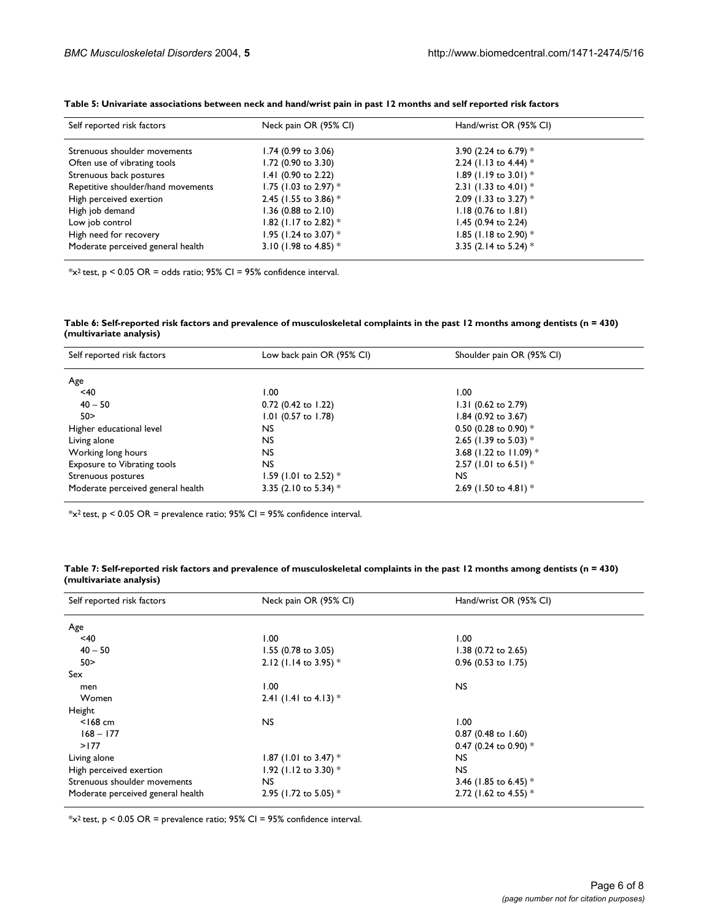**Table 5: Univariate associations between neck and hand/wrist pain in past 12 months and self reported risk factors**

| Self reported risk factors | Neck pain OR (95% CI) | Hand/wrist OR (95% CI) |
| --- | --- | --- |
| Strenuous shoulder movements | 1.74 (0.99 to 3.06) | 3.90 (2.24 to 6.79) * |
| Often use of vibrating tools | 1.72 (0.90 to 3.30) | 2.24 (1.13 to 4.44) * |
| Strenuous back postures | 1.41 (0.90 to 2.22) | 1.89 (1.19 to 3.01) * |
| Repetitive shoulder/hand movements | 1.75 (1.03 to 2.97) * | 2.31 (1.33 to 4.01) * |
| High perceived exertion | 2.45 (1.55 to 3.86) * | 2.09 (1.33 to 3.27) * |
| High job demand | 1.36 (0.88 to 2.10) | 1.18 (0.76 to 1.81) |
| Low job control | 1.82 (1.17 to 2.82) * | 1.45 (0.94 to 2.24) |
| High need for recovery | 1.95 (1.24 to 3.07) * | 1.85 (1.18 to 2.90) * |
| Moderate perceived general health | 3.10 (1.98 to 4.85) * | 3.35 (2.14 to 5.24) * |

*$\chi^2$ test, $p < 0.05$ OR = odds ratio; 95% CI = 95% confidence interval.

**Table 6: Self-reported risk factors and prevalence of musculoskeletal complaints in the past 12 months among dentists (n = 430) (multivariate analysis)**

| Self reported risk factors | Low back pain OR (95% CI) | Shoulder pain OR (95% CI) |
| --- | --- | --- |
| Age | | |
| <40 | 1.00 | 1.00 |
| 40 – 50 | 0.72 (0.42 to 1.22) | 1.31 (0.62 to 2.79) |
| 50> | 1.01 (0.57 to 1.78) | 1.84 (0.92 to 3.67) |
| Higher educational level | NS | 0.50 (0.28 to 0.90) * |
| Living alone | NS | 2.65 (1.39 to 5.03) * |
| Working long hours | NS | 3.68 (1.22 to 11.09) * |
| Exposure to Vibrating tools | NS | 2.57 (1.01 to 6.51) * |
| Strenuous postures | 1.59 (1.01 to 2.52) * | NS |
| Moderate perceived general health | 3.35 (2.10 to 5.34) * | 2.69 (1.50 to 4.81) * |

*$\chi^2$ test, $p < 0.05$ OR = prevalence ratio; 95% CI = 95% confidence interval.

**Table 7: Self-reported risk factors and prevalence of musculoskeletal complaints in the past 12 months among dentists (n = 430) (multivariate analysis)**

| Self reported risk factors | Neck pain OR (95% CI) | Hand/wrist OR (95% CI) |
| --- | --- | --- |
| Age | | |
| <40 | 1.00 | 1.00 |
| 40 – 50 | 1.55 (0.78 to 3.05) | 1.38 (0.72 to 2.65) |
| 50> | 2.12 (1.14 to 3.95) * | 0.96 (0.53 to 1.75) |
| Sex | | |
| men | 1.00 | NS |
| Women | 2.41 (1.41 to 4.13) * | |
| Height | | |
| <168 cm | NS | 1.00 |
| 168 – 177 | | 0.87 (0.48 to 1.60) |
| >177 | | 0.47 (0.24 to 0.90) * |
| Living alone | 1.87 (1.01 to 3.47) * | NS |
| High perceived exertion | 1.92 (1.12 to 3.30) * | NS |
| Strenuous shoulder movements | NS | 3.46 (1.85 to 6.45) * |
| Moderate perceived general health | 2.95 (1.72 to 5.05) * | 2.72 (1.62 to 4.55) * |

*$\chi^2$ test, $p < 0.05$ OR = prevalence ratio; 95% CI = 95% confidence interval.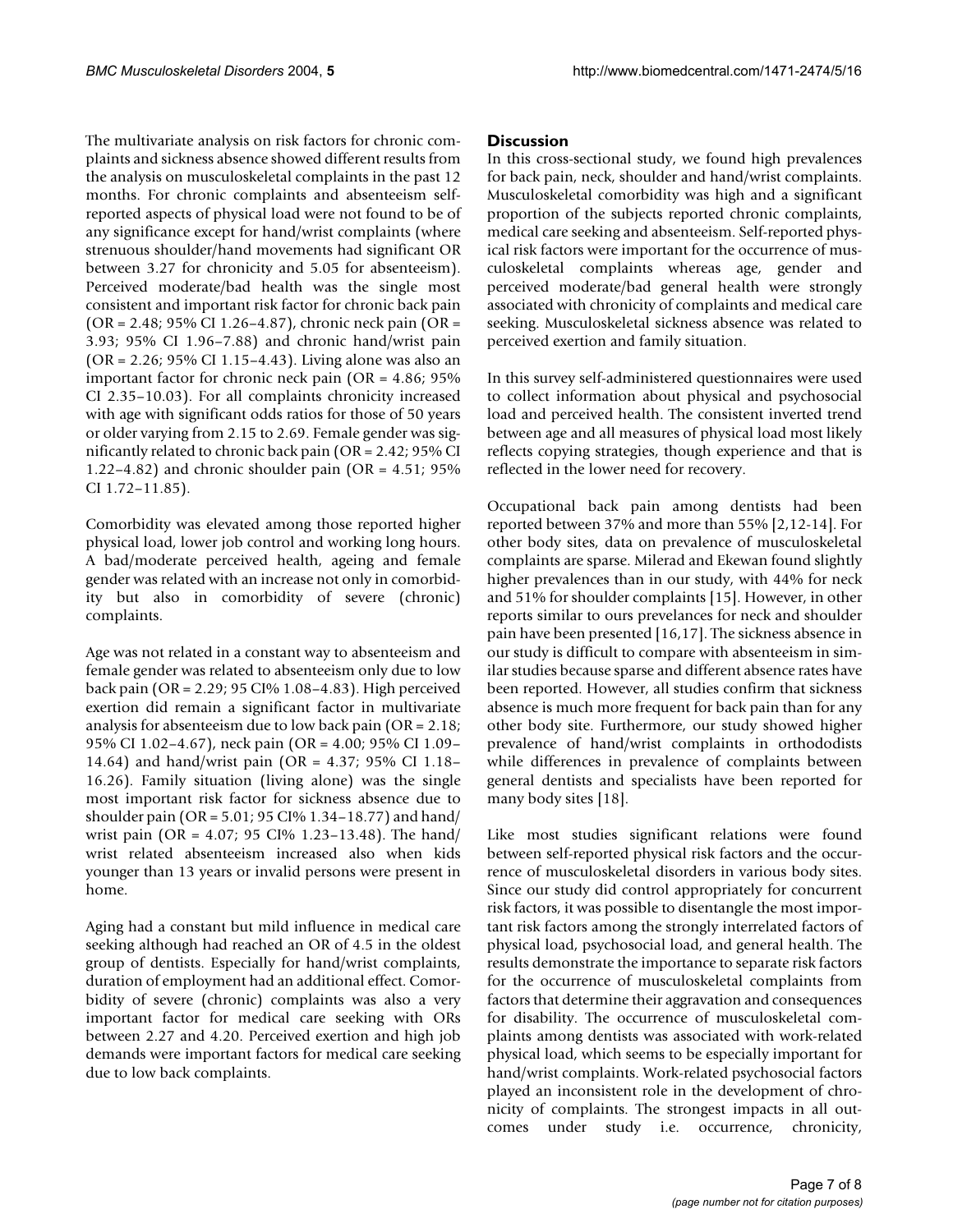The multivariate analysis on risk factors for chronic complaints and sickness absence showed different results from the analysis on musculoskeletal complaints in the past 12 months. For chronic complaints and absenteeism self-reported aspects of physical load were not found to be of any significance except for hand/wrist complaints (where strenuous shoulder/hand movements had significant OR between 3.27 for chronicity and 5.05 for absenteeism). Perceived moderate/bad health was the single most consistent and important risk factor for chronic back pain (OR = 2.48; 95% CI 1.26–4.87), chronic neck pain (OR = 3.93; 95% CI 1.96–7.88) and chronic hand/wrist pain (OR = 2.26; 95% CI 1.15–4.43). Living alone was also an important factor for chronic neck pain (OR = 4.86; 95% CI 2.35–10.03). For all complaints chronicity increased with age with significant odds ratios for those of 50 years or older varying from 2.15 to 2.69. Female gender was significantly related to chronic back pain (OR = 2.42; 95% CI 1.22–4.82) and chronic shoulder pain (OR = 4.51; 95% CI 1.72–11.85).

Comorbidity was elevated among those reported higher physical load, lower job control and working long hours. A bad/moderate perceived health, ageing and female gender was related with an increase not only in comorbidity but also in comorbidity of severe (chronic) complaints.

Age was not related in a constant way to absenteeism and female gender was related to absenteeism only due to low back pain (OR = 2.29; 95 CI% 1.08–4.83). High perceived exertion did remain a significant factor in multivariate analysis for absenteeism due to low back pain (OR = 2.18; 95% CI 1.02–4.67), neck pain (OR = 4.00; 95% CI 1.09–14.64) and hand/wrist pain (OR = 4.37; 95% CI 1.18–16.26). Family situation (living alone) was the single most important risk factor for sickness absence due to shoulder pain (OR = 5.01; 95 CI% 1.34–18.77) and hand/wrist pain (OR = 4.07; 95 CI% 1.23–13.48). The hand/wrist related absenteeism increased also when kids younger than 13 years or invalid persons were present in home.

Aging had a constant but mild influence in medical care seeking although had reached an OR of 4.5 in the oldest group of dentists. Especially for hand/wrist complaints, duration of employment had an additional effect. Comorbidity of severe (chronic) complaints was also a very important factor for medical care seeking with ORs between 2.27 and 4.20. Perceived exertion and high job demands were important factors for medical care seeking due to low back complaints.

## Discussion

In this cross-sectional study, we found high prevalences for back pain, neck, shoulder and hand/wrist complaints. Musculoskeletal comorbidity was high and a significant proportion of the subjects reported chronic complaints, medical care seeking and absenteeism. Self-reported physical risk factors were important for the occurrence of musculoskeletal complaints whereas age, gender and perceived moderate/bad general health were strongly associated with chronicity of complaints and medical care seeking. Musculoskeletal sickness absence was related to perceived exertion and family situation.

In this survey self-administered questionnaires were used to collect information about physical and psychosocial load and perceived health. The consistent inverted trend between age and all measures of physical load most likely reflects copying strategies, though experience and that is reflected in the lower need for recovery.

Occupational back pain among dentists had been reported between 37% and more than 55% [2,12-14]. For other body sites, data on prevalence of musculoskeletal complaints are sparse. Milerad and Ekewan found slightly higher prevalences than in our study, with 44% for neck and 51% for shoulder complaints [15]. However, in other reports similar to ours prevelances for neck and shoulder pain have been presented [16,17]. The sickness absence in our study is difficult to compare with absenteeism in similar studies because sparse and different absence rates have been reported. However, all studies confirm that sickness absence is much more frequent for back pain than for any other body site. Furthermore, our study showed higher prevalence of hand/wrist complaints in orthodontists while differences in prevalence of complaints between general dentists and specialists have been reported for many body sites [18].

Like most studies significant relations were found between self-reported physical risk factors and the occurrence of musculoskeletal disorders in various body sites. Since our study did control appropriately for concurrent risk factors, it was possible to disentangle the most important risk factors among the strongly interrelated factors of physical load, psychosocial load, and general health. The results demonstrate the importance to separate risk factors for the occurrence of musculoskeletal complaints from factors that determine their aggravation and consequences for disability. The occurrence of musculoskeletal complaints among dentists was associated with work-related physical load, which seems to be especially important for hand/wrist complaints. Work-related psychosocial factors played an inconsistent role in the development of chronicity of complaints. The strongest impacts in all outcomes under study i.e. occurrence, chronicity,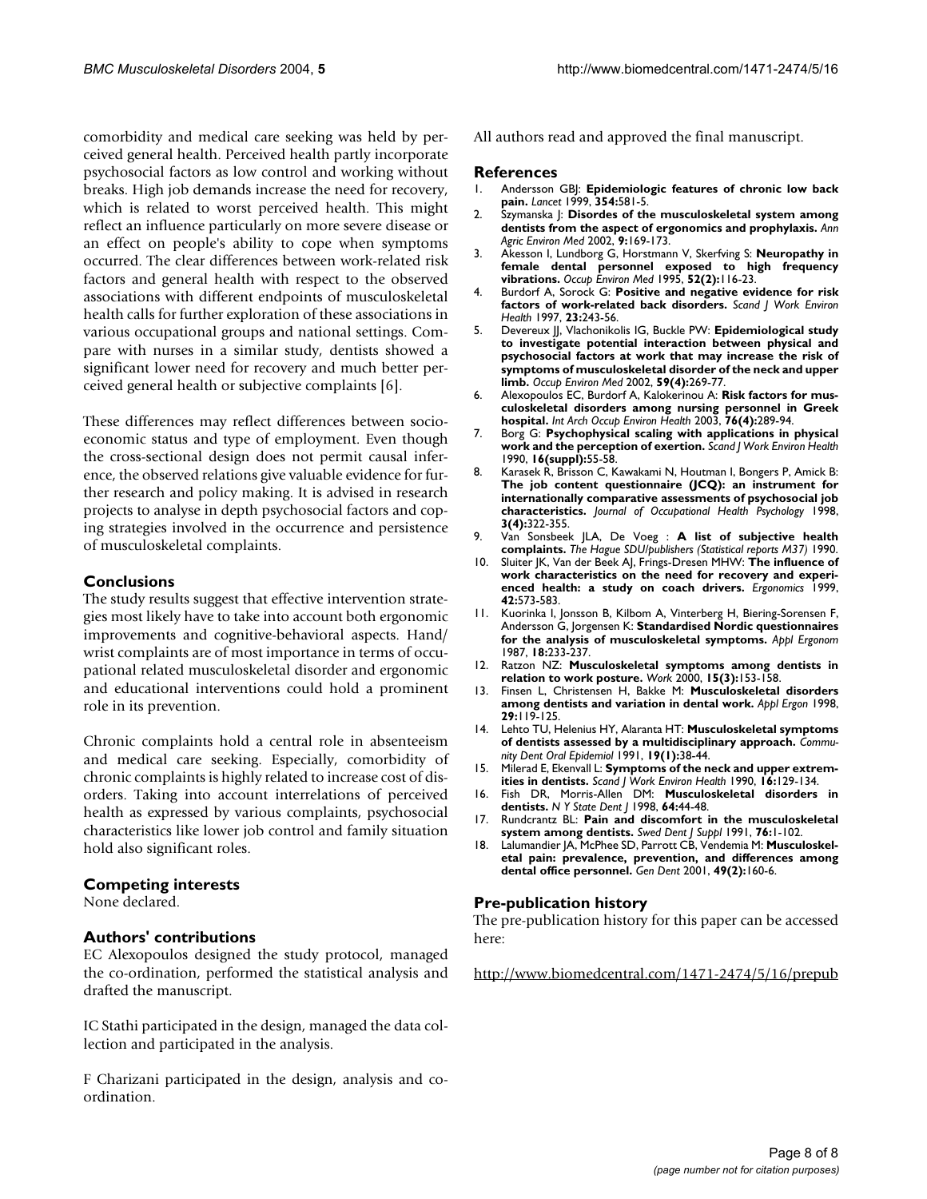comorbidity and medical care seeking was held by perceived general health. Perceived health partly incorporate psychosocial factors as low control and working without breaks. High job demands increase the need for recovery, which is related to worst perceived health. This might reflect an influence particularly on more severe disease or an effect on people's ability to cope when symptoms occurred. The clear differences between work-related risk factors and general health with respect to the observed associations with different endpoints of musculoskeletal health calls for further exploration of these associations in various occupational groups and national settings. Compare with nurses in a similar study, dentists showed a significant lower need for recovery and much better perceived general health or subjective complaints [6].

These differences may reflect differences between socioeconomic status and type of employment. Even though the cross-sectional design does not permit causal inference, the observed relations give valuable evidence for further research and policy making. It is advised in research projects to analyse in depth psychosocial factors and coping strategies involved in the occurrence and persistence of musculoskeletal complaints.

## Conclusions

The study results suggest that effective intervention strategies most likely have to take into account both ergonomic improvements and cognitive-behavioral aspects. Hand/wrist complaints are of most importance in terms of occupational related musculoskeletal disorder and ergonomic and educational interventions could hold a prominent role in its prevention.

Chronic complaints hold a central role in absenteeism and medical care seeking. Especially, comorbidity of chronic complaints is highly related to increase cost of disorders. Taking into account interrelations of perceived health as expressed by various complaints, psychosocial characteristics like lower job control and family situation hold also significant roles.

## Competing interests

None declared.

## Authors' contributions

EC Alexopoulos designed the study protocol, managed the co-ordination, performed the statistical analysis and drafted the manuscript.

IC Stathi participated in the design, managed the data collection and participated in the analysis.

F Charizani participated in the design, analysis and co-ordination.

All authors read and approved the final manuscript.

## References

1. Andersson GBJ: **Epidemiologic features of chronic low back pain.** *Lancet* 1999, **354:**581-5.
2. Szymanska J: **Disordes of the musculoskeletal system among dentists from the aspect of ergonomics and prophylaxis.** *Ann Agric Environ Med* 2002, **9:**169-173.
3. Akesson I, Lundborg G, Horstmann V, Skerfving S: **Neuropathy in female dental personnel exposed to high frequency vibrations.** *Occup Environ Med* 1995, **52(2):**116-23.
4. Burdorf A, Sorock G: **Positive and negative evidence for risk factors of work-related back disorders.** *Scand J Work Environ Health* 1997, **23:**243-56.
5. Devereux JJ, Vlachonikolis IG, Buckle PW: **Epidemiological study to investigate potential interaction between physical and psychosocial factors at work that may increase the risk of symptoms of musculoskeletal disorder of the neck and upper limb.** *Occup Environ Med* 2002, **59(4):**269-77.
6. Alexopoulos EC, Burdorf A, Kalokerinou A: **Risk factors for musculoskeletal disorders among nursing personnel in Greek hospital.** *Int Arch Occup Environ Health* 2003, **76(4):**289-94.
7. Borg G: **Psychophysical scaling with applications in physical work and the perception of exertion.** *Scand J Work Environ Health* 1990, **16(suppl):**55-58.
8. Karasek R, Brisson C, Kawakami N, Houtman I, Bongers P, Amick B: **The job content questionnaire (JCQ): an instrument for internationally comparative assessments of psychosocial job characteristics.** *Journal of Occupational Health Psychology* 1998, **3(4):**322-355.
9. Van Sonsbeek JLA, De Voeg : **A list of subjective health complaints.** *The Hague SDU/publishers (Statistical reports M37)* 1990.
10. Sluiter JK, Van der Beek AJ, Frings-Dresen MHW: **The influence of work characteristics on the need for recovery and experienced health: a study on coach drivers.** *Ergonomics* 1999, **42:**573-583.
11. Kuorinka I, Jonsson B, Kilbom A, Vinterberg H, Biering-Sorensen F, Andersson G, Jorgensen K: **Standardised Nordic questionnaires for the analysis of musculoskeletal symptoms.** *Appl Ergonom* 1987, **18:**233-237.
12. Ratzon NZ: **Musculoskeletal symptoms among dentists in relation to work posture.** *Work* 2000, **15(3):**153-158.
13. Finsen L, Christensen H, Bakke M: **Musculoskeletal disorders among dentists and variation in dental work.** *Appl Ergon* 1998, **29:**119-125.
14. Lehto TU, Helenius HY, Alaranta HT: **Musculoskeletal symptoms of dentists assessed by a multidisciplinary approach.** *Community Dent Oral Epidemiol* 1991, **19(1):**38-44.
15. Milerad E, Ekenvall L: **Symptoms of the neck and upper extremities in dentists.** *Scand J Work Environ Health* 1990, **16:**129-134.
16. Fish DR, Morris-Allen DM: **Musculoskeletal disorders in dentists.** *N Y State Dent J* 1998, **64:**44-48.
17. Rundcrantz BL: **Pain and discomfort in the musculoskeletal system among dentists.** *Swed Dent J Suppl* 1991, **76:**1-102.
18. Lalumandier JA, McPhee SD, Parrott CB, Vendemia M: **Musculoskeletal pain: prevalence, prevention, and differences among dental office personnel.** *Gen Dent* 2001, **49(2):**160-6.

## Pre-publication history

The pre-publication history for this paper can be accessed here:

http://www.biomedcentral.com/1471-2474/5/16/prepub